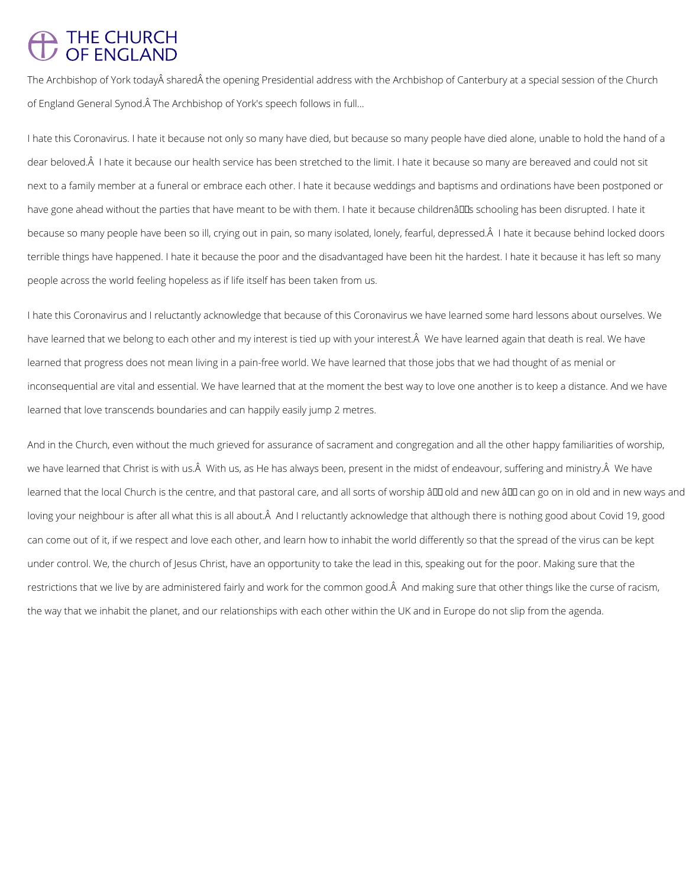# THE CHURCH OF ENGLAND

The Archbishop of York todayÂ sharedÂ the opening Presidential address with the Archbishop of Canterbury at a special session of the Church of England General Synod.Â The Archbishop of York's speech follows in full...

I hate this Coronavirus. I hate it because not only so many have died, but because so many people have died alone, unable to hold the hand of a dear beloved.Â I hate it because our health service has been stretched to the limit. I hate it because so many are bereaved and could not sit next to a family member at a funeral or embrace each other. I hate it because weddings and baptisms and ordinations have been postponed or have gone ahead without the parties that have meant to be with them. I hate it because childrenâs schooling has been disrupted. I hate it because so many people have been so ill, crying out in pain, so many isolated, lonely, fearful, depressed.Â I hate it because behind locked doors terrible things have happened. I hate it because the poor and the disadvantaged have been hit the hardest. I hate it because it has left so many people across the world feeling hopeless as if life itself has been taken from us.

I hate this Coronavirus and I reluctantly acknowledge that because of this Coronavirus we have learned some hard lessons about ourselves. We have learned that we belong to each other and my interest is tied up with your interest.Â We have learned again that death is real. We have learned that progress does not mean living in a pain-free world. We have learned that those jobs that we had thought of as menial or inconsequential are vital and essential. We have learned that at the moment the best way to love one another is to keep a distance. And we have learned that love transcends boundaries and can happily easily jump 2 metres.

And in the Church, even without the much grieved for assurance of sacrament and congregation and all the other happy familiarities of worship, we have learned that Christ is with us.Â With us, as He has always been, present in the midst of endeavour, suffering and ministry.Â We have learned that the local Church is the centre, and that pastoral care, and all sorts of worship â old and new â can go on in old and in new ways and loving your neighbour is after all what this is all about.Â And I reluctantly acknowledge that although there is nothing good about Covid 19, good can come out of it, if we respect and love each other, and learn how to inhabit the world differently so that the spread of the virus can be kept under control. We, the church of Jesus Christ, have an opportunity to take the lead in this, speaking out for the poor. Making sure that the restrictions that we live by are administered fairly and work for the common good.Â And making sure that other things like the curse of racism, the way that we inhabit the planet, and our relationships with each other within the UK and in Europe do not slip from the agenda.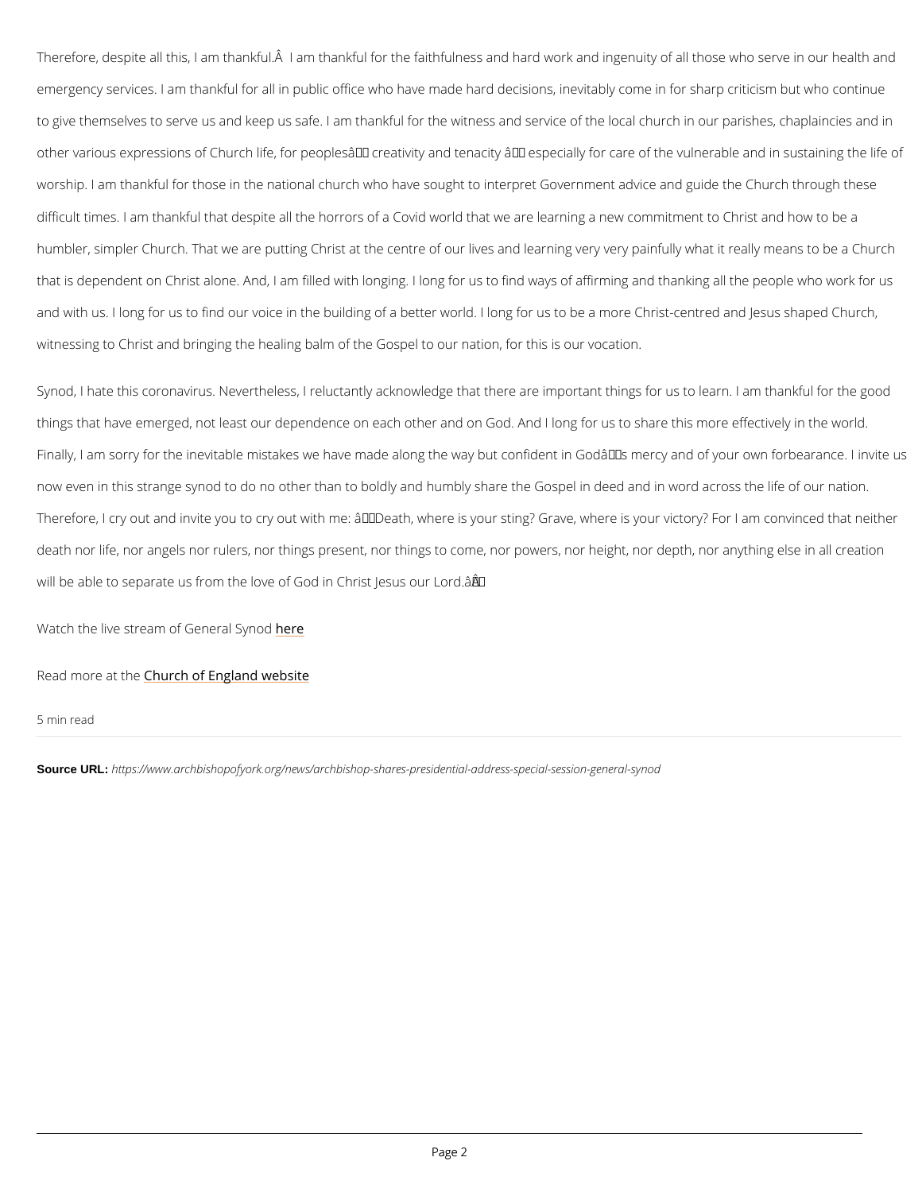Therefore, despite all this, I am thankful.Â  I am thankful for the faithfulness and hard work and ingenuity of all those who serve in our health and emergency services. I am thankful for all in public office who have made hard decisions, inevitably come in for sharp criticism but who continue to give themselves to serve us and keep us safe. I am thankful for the witness and service of the local church in our parishes, chaplaincies and in other various expressions of Church life, for peoplesâ creativity and tenacity â especially for care of the vulnerable and in sustaining the life of worship. I am thankful for those in the national church who have sought to interpret Government advice and guide the Church through these difficult times. I am thankful that despite all the horrors of a Covid world that we are learning a new commitment to Christ and how to be a humbler, simpler Church. That we are putting Christ at the centre of our lives and learning very very painfully what it really means to be a Church that is dependent on Christ alone. And, I am filled with longing. I long for us to find ways of affirming and thanking all the people who work for us and with us. I long for us to find our voice in the building of a better world. I long for us to be a more Christ-centred and Jesus shaped Church, witnessing to Christ and bringing the healing balm of the Gospel to our nation, for this is our vocation.

Synod, I hate this coronavirus. Nevertheless, I reluctantly acknowledge that there are important things for us to learn. I am thankful for the good things that have emerged, not least our dependence on each other and on God. And I long for us to share this more effectively in the world. Finally, I am sorry for the inevitable mistakes we have made along the way but confident in Godâs mercy and of your own forbearance. I invite us now even in this strange synod to do no other than to boldly and humbly share the Gospel in deed and in word across the life of our nation. Therefore, I cry out and invite you to cry out with me: âDeath, where is your sting? Grave, where is your victory? For I am convinced that neither death nor life, nor angels nor rulers, nor things present, nor things to come, nor powers, nor height, nor depth, nor anything else in all creation will be able to separate us from the love of God in Christ Jesus our Lord.âÂ

Watch the live stream of General Synod here

Read more at the Church of England website

5 min read

**Source URL:** *https://www.archbishopofyork.org/news/archbishop-shares-presidential-address-special-session-general-synod*